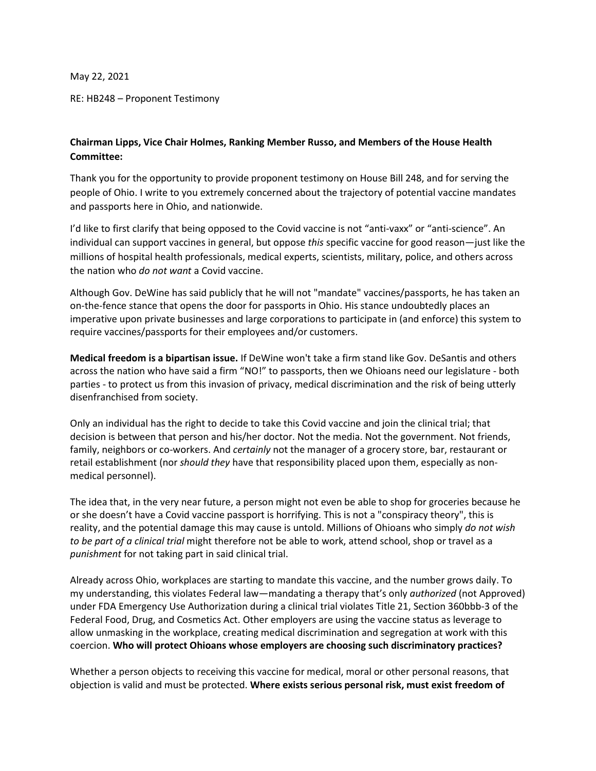May 22, 2021

RE: HB248 – Proponent Testimony

**Chairman Lipps, Vice Chair Holmes, Ranking Member Russo, and Members of the House Health Committee:**

Thank you for the opportunity to provide proponent testimony on House Bill 248, and for serving the people of Ohio. I write to you extremely concerned about the trajectory of potential vaccine mandates and passports here in Ohio, and nationwide.

I'd like to first clarify that being opposed to the Covid vaccine is not "anti-vaxx" or "anti-science". An individual can support vaccines in general, but oppose *this* specific vaccine for good reason—just like the millions of hospital health professionals, medical experts, scientists, military, police, and others across the nation who *do not want* a Covid vaccine.

Although Gov. DeWine has said publicly that he will not "mandate" vaccines/passports, he has taken an on-the-fence stance that opens the door for passports in Ohio. His stance undoubtedly places an imperative upon private businesses and large corporations to participate in (and enforce) this system to require vaccines/passports for their employees and/or customers.

**Medical freedom is a bipartisan issue.** If DeWine won't take a firm stand like Gov. DeSantis and others across the nation who have said a firm "NO!" to passports, then we Ohioans need our legislature - both parties - to protect us from this invasion of privacy, medical discrimination and the risk of being utterly disenfranchised from society.

Only an individual has the right to decide to take this Covid vaccine and join the clinical trial; that decision is between that person and his/her doctor. Not the media. Not the government. Not friends, family, neighbors or co-workers. And *certainly* not the manager of a grocery store, bar, restaurant or retail establishment (nor *should they* have that responsibility placed upon them, especially as non-medical personnel).

The idea that, in the very near future, a person might not even be able to shop for groceries because he or she doesn't have a Covid vaccine passport is horrifying. This is not a "conspiracy theory", this is reality, and the potential damage this may cause is untold. Millions of Ohioans who simply *do not wish to be part of a clinical trial* might therefore not be able to work, attend school, shop or travel as a *punishment* for not taking part in said clinical trial.

Already across Ohio, workplaces are starting to mandate this vaccine, and the number grows daily. To my understanding, this violates Federal law—mandating a therapy that's only *authorized* (not Approved) under FDA Emergency Use Authorization during a clinical trial violates Title 21, Section 360bbb-3 of the Federal Food, Drug, and Cosmetics Act. Other employers are using the vaccine status as leverage to allow unmasking in the workplace, creating medical discrimination and segregation at work with this coercion. **Who will protect Ohioans whose employers are choosing such discriminatory practices?**

Whether a person objects to receiving this vaccine for medical, moral or other personal reasons, that objection is valid and must be protected. **Where exists serious personal risk, must exist freedom of**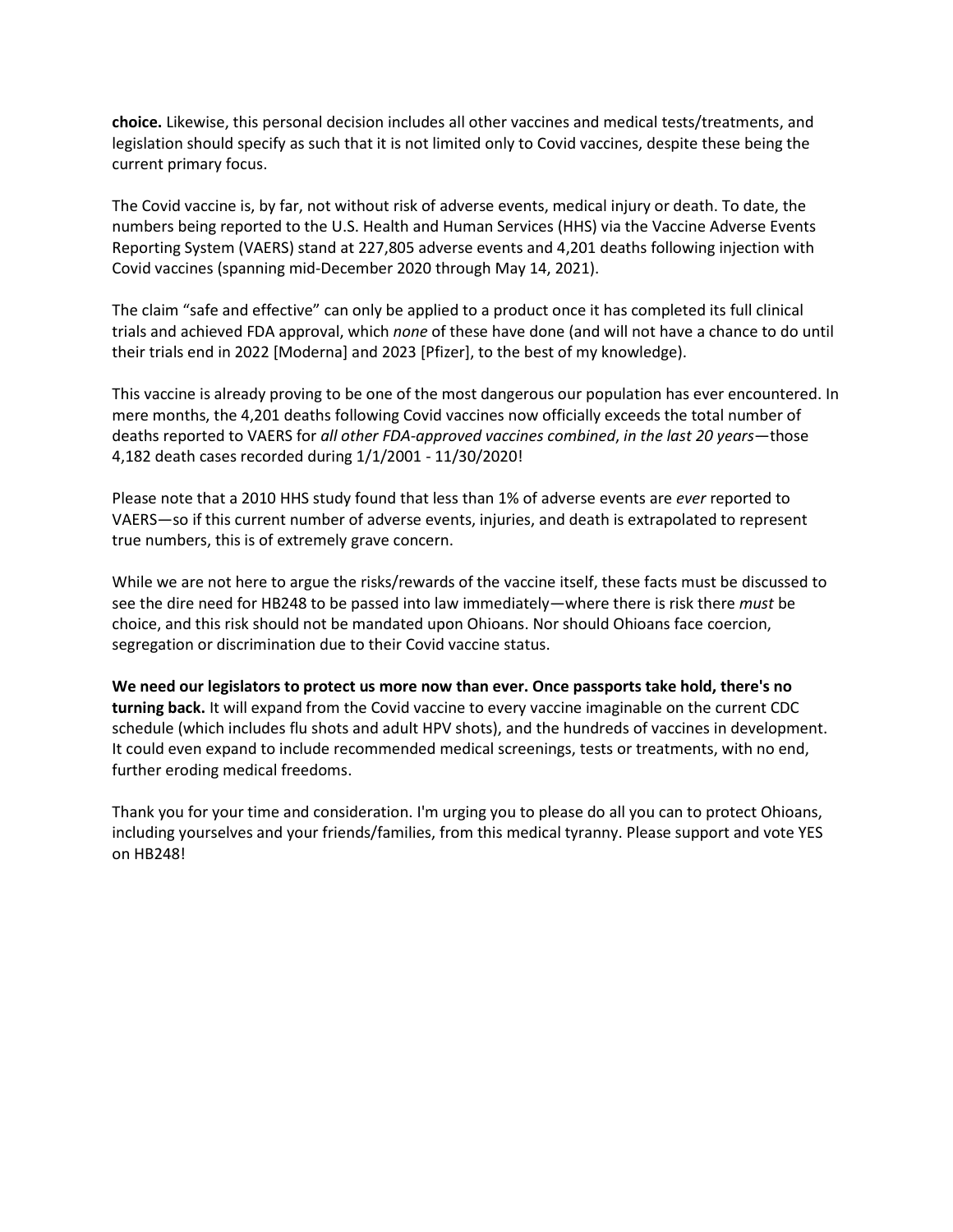**choice.** Likewise, this personal decision includes all other vaccines and medical tests/treatments, and legislation should specify as such that it is not limited only to Covid vaccines, despite these being the current primary focus.

The Covid vaccine is, by far, not without risk of adverse events, medical injury or death. To date, the numbers being reported to the U.S. Health and Human Services (HHS) via the Vaccine Adverse Events Reporting System (VAERS) stand at 227,805 adverse events and 4,201 deaths following injection with Covid vaccines (spanning mid-December 2020 through May 14, 2021).

The claim "safe and effective" can only be applied to a product once it has completed its full clinical trials and achieved FDA approval, which *none* of these have done (and will not have a chance to do until their trials end in 2022 [Moderna] and 2023 [Pfizer], to the best of my knowledge).

This vaccine is already proving to be one of the most dangerous our population has ever encountered. In mere months, the 4,201 deaths following Covid vaccines now officially exceeds the total number of deaths reported to VAERS for *all other FDA-approved vaccines combined*, *in the last 20 years*—those 4,182 death cases recorded during 1/1/2001 - 11/30/2020!

Please note that a 2010 HHS study found that less than 1% of adverse events are *ever* reported to VAERS—so if this current number of adverse events, injuries, and death is extrapolated to represent true numbers, this is of extremely grave concern.

While we are not here to argue the risks/rewards of the vaccine itself, these facts must be discussed to see the dire need for HB248 to be passed into law immediately—where there is risk there *must* be choice, and this risk should not be mandated upon Ohioans. Nor should Ohioans face coercion, segregation or discrimination due to their Covid vaccine status.

**We need our legislators to protect us more now than ever. Once passports take hold, there's no turning back.** It will expand from the Covid vaccine to every vaccine imaginable on the current CDC schedule (which includes flu shots and adult HPV shots), and the hundreds of vaccines in development. It could even expand to include recommended medical screenings, tests or treatments, with no end, further eroding medical freedoms.

Thank you for your time and consideration. I'm urging you to please do all you can to protect Ohioans, including yourselves and your friends/families, from this medical tyranny. Please support and vote YES on HB248!